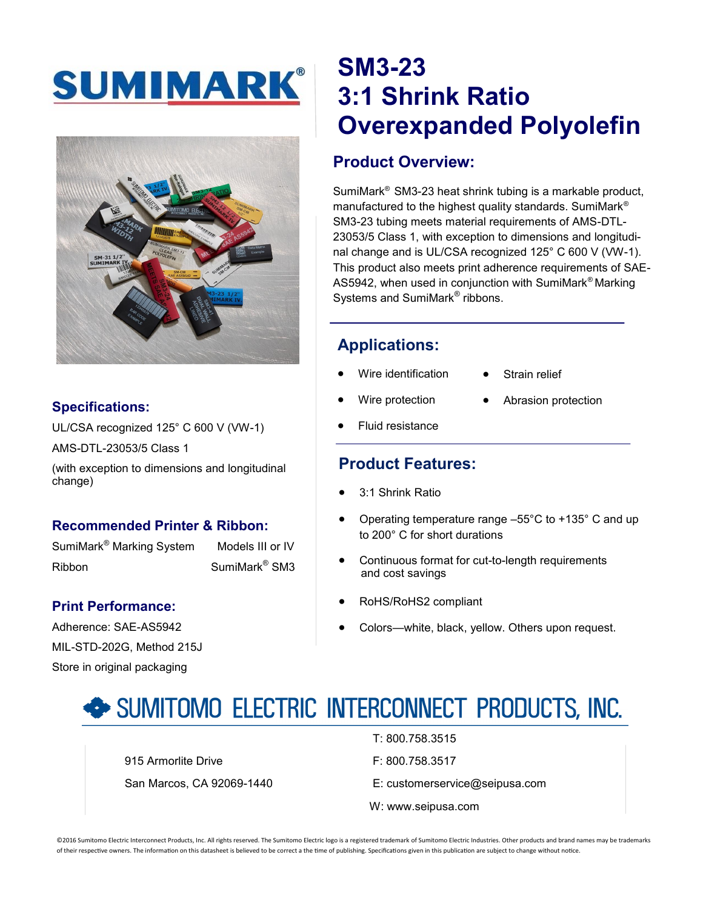# SUMIMARK®

# SM3-23
# 3:1 Shrink Ratio
# Overexpanded Polyolefin

## Product Overview:

SumiMark® SM3-23 heat shrink tubing is a markable product, manufactured to the highest quality standards. SumiMark® SM3-23 tubing meets material requirements of AMS-DTL-23053/5 Class 1, with exception to dimensions and longitudinal change and is UL/CSA recognized 125° C 600 V (VW-1). This product also meets print adherence requirements of SAE-AS5942, when used in conjunction with SumiMark® Marking Systems and SumiMark® ribbons.

## Applications:

- Wire identification
- Strain relief
- Wire protection
- Abrasion protection
- Fluid resistance

## Product Features:

- 3:1 Shrink Ratio
- Operating temperature range –55°C to +135° C and up to 200° C for short durations
- Continuous format for cut-to-length requirements and cost savings
- RoHS/RoHS2 compliant
- Colors—white, black, yellow. Others upon request.

## Specifications:

UL/CSA recognized 125° C 600 V (VW-1)

AMS-DTL-23053/5 Class 1

(with exception to dimensions and longitudinal change)

## Recommended Printer & Ribbon:

| | |
|---|---|
| SumiMark® Marking System | Models III or IV |
| Ribbon | SumiMark® SM3 |

## Print Performance:

Adherence: SAE-AS5942

MIL-STD-202G, Method 215J

Store in original packaging

## SUMITOMO ELECTRIC INTERCONNECT PRODUCTS, INC.

915 Armorlite Drive

San Marcos, CA 92069-1440

T: 800.758.3515

F: 800.758.3517

E: customerservice@seipusa.com

W: www.seipusa.com

©2016 Sumitomo Electric Interconnect Products, Inc. All rights reserved. The Sumitomo Electric logo is a registered trademark of Sumitomo Electric Industries. Other products and brand names may be trademarks of their respective owners. The information on this datasheet is believed to be correct a the time of publishing. Specifications given in this publication are subject to change without notice.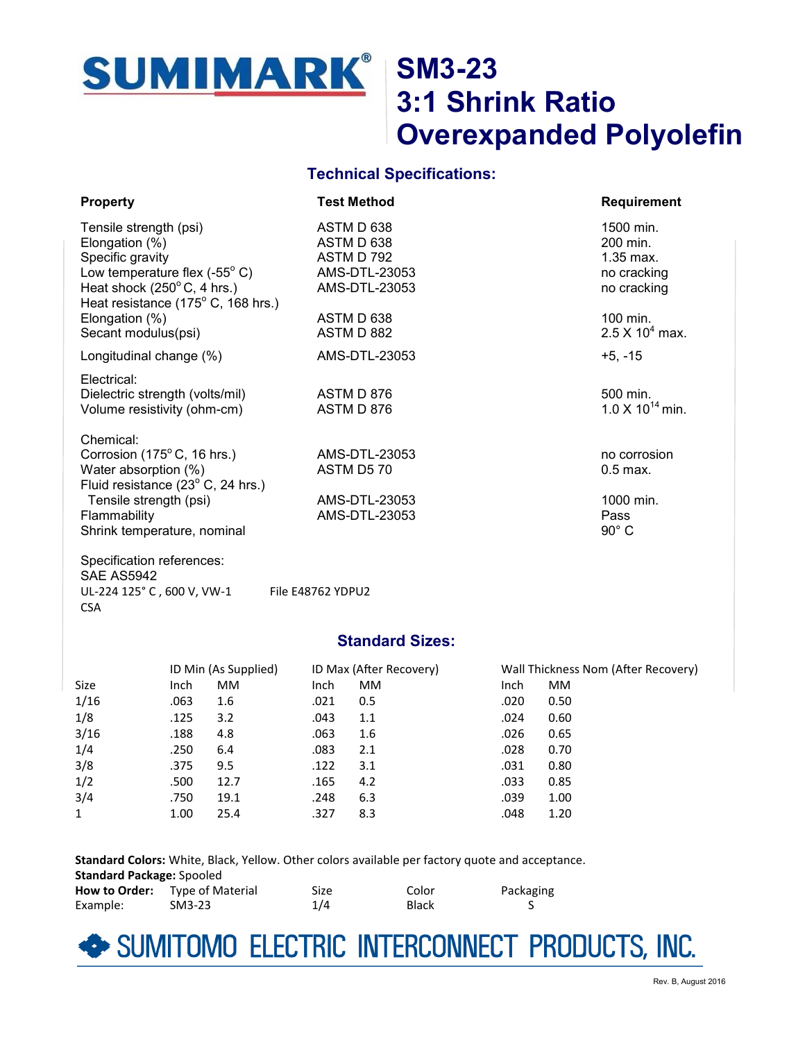# SUMIMARK® SM3-23 3:1 Shrink Ratio Overexpanded Polyolefin

## Technical Specifications:

| Property | Test Method | Requirement |
|---|---|---|
| Tensile strength (psi) | ASTM D 638 | 1500 min. |
| Elongation (%) | ASTM D 638 | 200 min. |
| Specific gravity | ASTM D 792 | 1.35 max. |
| Low temperature flex (-55° C) | AMS-DTL-23053 | no cracking |
| Heat shock (250° C, 4 hrs.) | AMS-DTL-23053 | no cracking |
| Heat resistance (175° C, 168 hrs.) | | |
| Elongation (%) | ASTM D 638 | 100 min. |
| Secant modulus(psi) | ASTM D 882 | $2.5 \times 10^4$ max. |
| Longitudinal change (%) | AMS-DTL-23053 | +5, -15 |
| Electrical: | | |
| Dielectric strength (volts/mil) | ASTM D 876 | 500 min. |
| Volume resistivity (ohm-cm) | ASTM D 876 | $1.0 \times 10^{14}$ min. |
| Chemical: | | |
| Corrosion (175° C, 16 hrs.) | AMS-DTL-23053 | no corrosion |
| Water absorption (%) | ASTM D5 70 | 0.5 max. |
| Fluid resistance (23° C, 24 hrs.) | | |
| Tensile strength (psi) | AMS-DTL-23053 | 1000 min. |
| Flammability | AMS-DTL-23053 | Pass |
| Shrink temperature, nominal | | 90° C |

Specification references:
SAE AS5942
UL-224 125° C , 600 V, VW-1 File E48762 YDPU2
CSA

## Standard Sizes:

| | ID Min (As Supplied) | | ID Max (After Recovery) | | Wall Thickness Nom (After Recovery) | |
|---|---|---|---|---|---|---|
| Size | Inch | MM | Inch | MM | Inch | MM |
| 1/16 | .063 | 1.6 | .021 | 0.5 | .020 | 0.50 |
| 1/8 | .125 | 3.2 | .043 | 1.1 | .024 | 0.60 |
| 3/16 | .188 | 4.8 | .063 | 1.6 | .026 | 0.65 |
| 1/4 | .250 | 6.4 | .083 | 2.1 | .028 | 0.70 |
| 3/8 | .375 | 9.5 | .122 | 3.1 | .031 | 0.80 |
| 1/2 | .500 | 12.7 | .165 | 4.2 | .033 | 0.85 |
| 3/4 | .750 | 19.1 | .248 | 6.3 | .039 | 1.00 |
| 1 | 1.00 | 25.4 | .327 | 8.3 | .048 | 1.20 |

**Standard Colors:** White, Black, Yellow. Other colors available per factory quote and acceptance.
**Standard Package:** Spooled

| **How to Order:** | Type of Material | Size | Color | Packaging |
|---|---|---|---|---|
| Example: | SM3-23 | 1/4 | Black | S |

SUMITOMO ELECTRIC INTERCONNECT PRODUCTS, INC.

Rev. B, August 2016